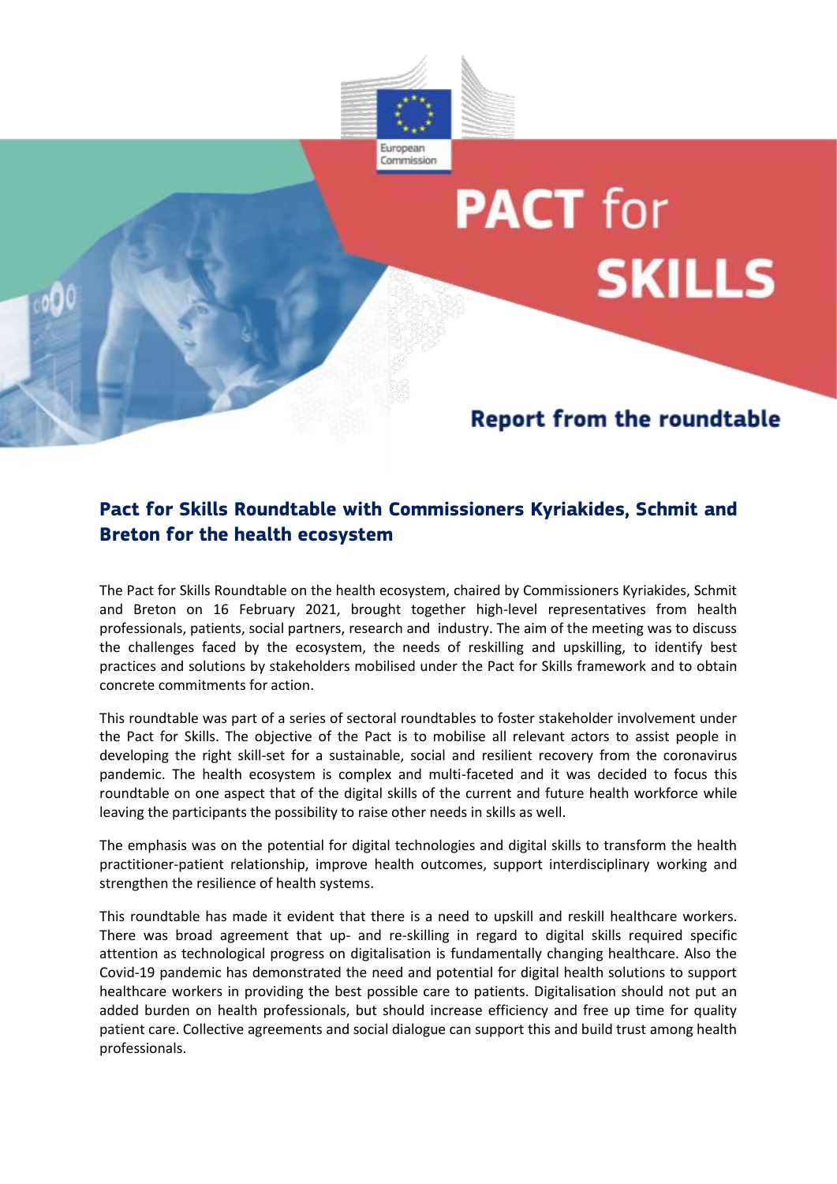European Commission

# PACT for SKILLS

## Report from the roundtable

## Pact for Skills Roundtable with Commissioners Kyriakides, Schmit and Breton for the health ecosystem

The Pact for Skills Roundtable on the health ecosystem, chaired by Commissioners Kyriakides, Schmit and Breton on 16 February 2021, brought together high-level representatives from health professionals, patients, social partners, research and industry. The aim of the meeting was to discuss the challenges faced by the ecosystem, the needs of reskilling and upskilling, to identify best practices and solutions by stakeholders mobilised under the Pact for Skills framework and to obtain concrete commitments for action.

This roundtable was part of a series of sectoral roundtables to foster stakeholder involvement under the Pact for Skills. The objective of the Pact is to mobilise all relevant actors to assist people in developing the right skill-set for a sustainable, social and resilient recovery from the coronavirus pandemic. The health ecosystem is complex and multi-faceted and it was decided to focus this roundtable on one aspect that of the digital skills of the current and future health workforce while leaving the participants the possibility to raise other needs in skills as well.

The emphasis was on the potential for digital technologies and digital skills to transform the health practitioner-patient relationship, improve health outcomes, support interdisciplinary working and strengthen the resilience of health systems.

This roundtable has made it evident that there is a need to upskill and reskill healthcare workers. There was broad agreement that up- and re-skilling in regard to digital skills required specific attention as technological progress on digitalisation is fundamentally changing healthcare. Also the Covid-19 pandemic has demonstrated the need and potential for digital health solutions to support healthcare workers in providing the best possible care to patients. Digitalisation should not put an added burden on health professionals, but should increase efficiency and free up time for quality patient care. Collective agreements and social dialogue can support this and build trust among health professionals.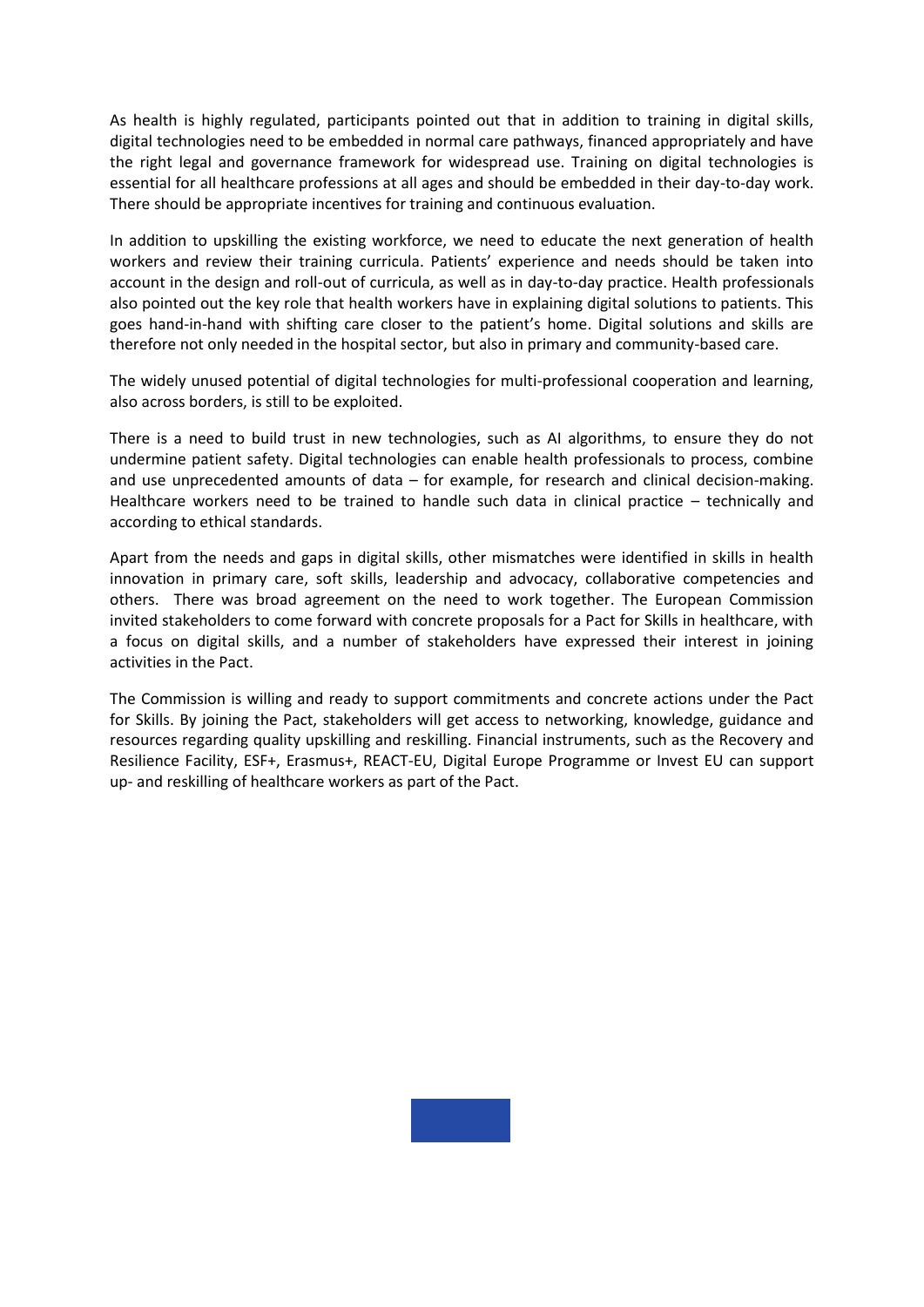As health is highly regulated, participants pointed out that in addition to training in digital skills, digital technologies need to be embedded in normal care pathways, financed appropriately and have the right legal and governance framework for widespread use. Training on digital technologies is essential for all healthcare professions at all ages and should be embedded in their day-to-day work. There should be appropriate incentives for training and continuous evaluation.

In addition to upskilling the existing workforce, we need to educate the next generation of health workers and review their training curricula. Patients' experience and needs should be taken into account in the design and roll-out of curricula, as well as in day-to-day practice. Health professionals also pointed out the key role that health workers have in explaining digital solutions to patients. This goes hand-in-hand with shifting care closer to the patient's home. Digital solutions and skills are therefore not only needed in the hospital sector, but also in primary and community-based care.

The widely unused potential of digital technologies for multi-professional cooperation and learning, also across borders, is still to be exploited.

There is a need to build trust in new technologies, such as AI algorithms, to ensure they do not undermine patient safety. Digital technologies can enable health professionals to process, combine and use unprecedented amounts of data – for example, for research and clinical decision-making. Healthcare workers need to be trained to handle such data in clinical practice – technically and according to ethical standards.

Apart from the needs and gaps in digital skills, other mismatches were identified in skills in health innovation in primary care, soft skills, leadership and advocacy, collaborative competencies and others. There was broad agreement on the need to work together. The European Commission invited stakeholders to come forward with concrete proposals for a Pact for Skills in healthcare, with a focus on digital skills, and a number of stakeholders have expressed their interest in joining activities in the Pact.

The Commission is willing and ready to support commitments and concrete actions under the Pact for Skills. By joining the Pact, stakeholders will get access to networking, knowledge, guidance and resources regarding quality upskilling and reskilling. Financial instruments, such as the Recovery and Resilience Facility, ESF+, Erasmus+, REACT-EU, Digital Europe Programme or Invest EU can support up- and reskilling of healthcare workers as part of the Pact.